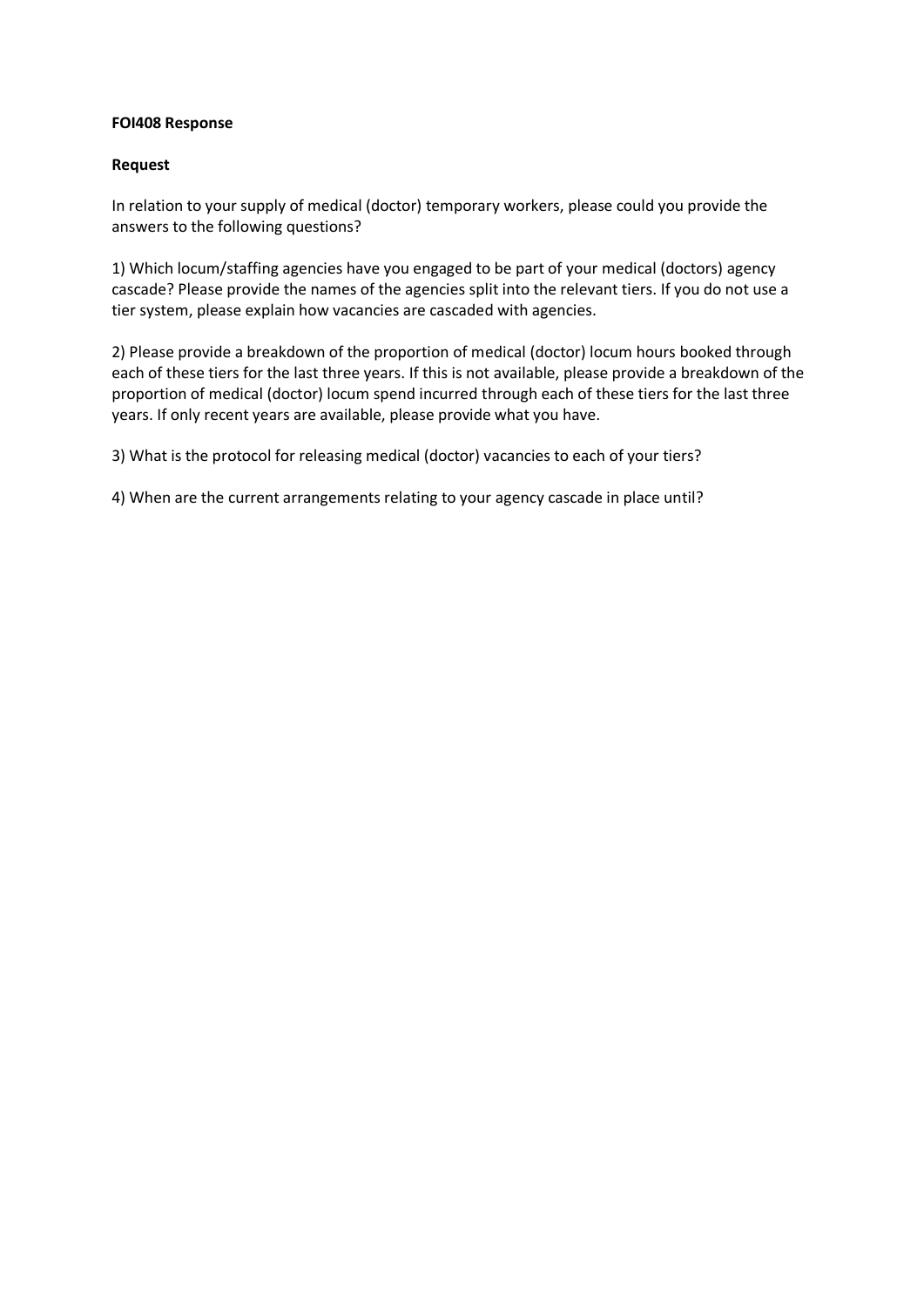**FOI408 Response**

**Request**

In relation to your supply of medical (doctor) temporary workers, please could you provide the answers to the following questions?

1) Which locum/staffing agencies have you engaged to be part of your medical (doctors) agency cascade? Please provide the names of the agencies split into the relevant tiers. If you do not use a tier system, please explain how vacancies are cascaded with agencies.

2) Please provide a breakdown of the proportion of medical (doctor) locum hours booked through each of these tiers for the last three years. If this is not available, please provide a breakdown of the proportion of medical (doctor) locum spend incurred through each of these tiers for the last three years. If only recent years are available, please provide what you have.

3) What is the protocol for releasing medical (doctor) vacancies to each of your tiers?

4) When are the current arrangements relating to your agency cascade in place until?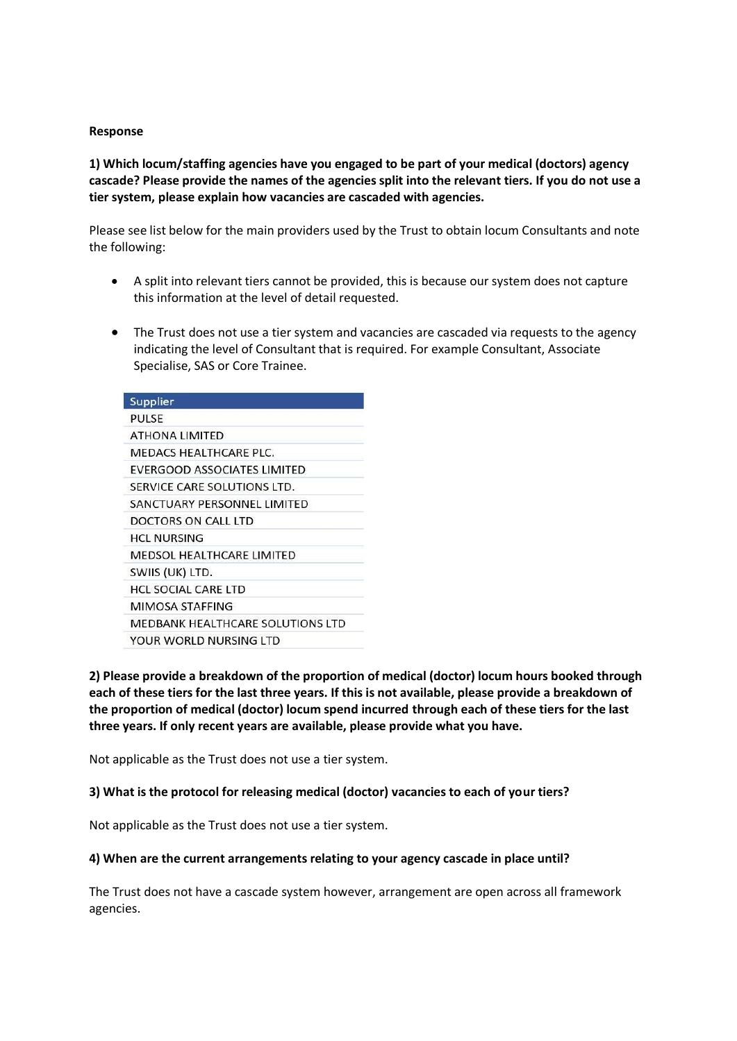**Response**

**1) Which locum/staffing agencies have you engaged to be part of your medical (doctors) agency cascade? Please provide the names of the agencies split into the relevant tiers. If you do not use a tier system, please explain how vacancies are cascaded with agencies.**

Please see list below for the main providers used by the Trust to obtain locum Consultants and note the following:

- A split into relevant tiers cannot be provided, this is because our system does not capture this information at the level of detail requested.
- The Trust does not use a tier system and vacancies are cascaded via requests to the agency indicating the level of Consultant that is required. For example Consultant, Associate Specialise, SAS or Core Trainee.

| Supplier |
|---|
| PULSE |
| ATHONA LIMITED |
| MEDACS HEALTHCARE PLC. |
| EVERGOOD ASSOCIATES LIMITED |
| SERVICE CARE SOLUTIONS LTD. |
| SANCTUARY PERSONNEL LIMITED |
| DOCTORS ON CALL LTD |
| HCL NURSING |
| MEDSOL HEALTHCARE LIMITED |
| SWIIS (UK) LTD. |
| HCL SOCIAL CARE LTD |
| MIMOSA STAFFING |
| MEDBANK HEALTHCARE SOLUTIONS LTD |
| YOUR WORLD NURSING LTD |

**2) Please provide a breakdown of the proportion of medical (doctor) locum hours booked through each of these tiers for the last three years. If this is not available, please provide a breakdown of the proportion of medical (doctor) locum spend incurred through each of these tiers for the last three years. If only recent years are available, please provide what you have.**

Not applicable as the Trust does not use a tier system.

**3) What is the protocol for releasing medical (doctor) vacancies to each of your tiers?**

Not applicable as the Trust does not use a tier system.

**4) When are the current arrangements relating to your agency cascade in place until?**

The Trust does not have a cascade system however, arrangement are open across all framework agencies.